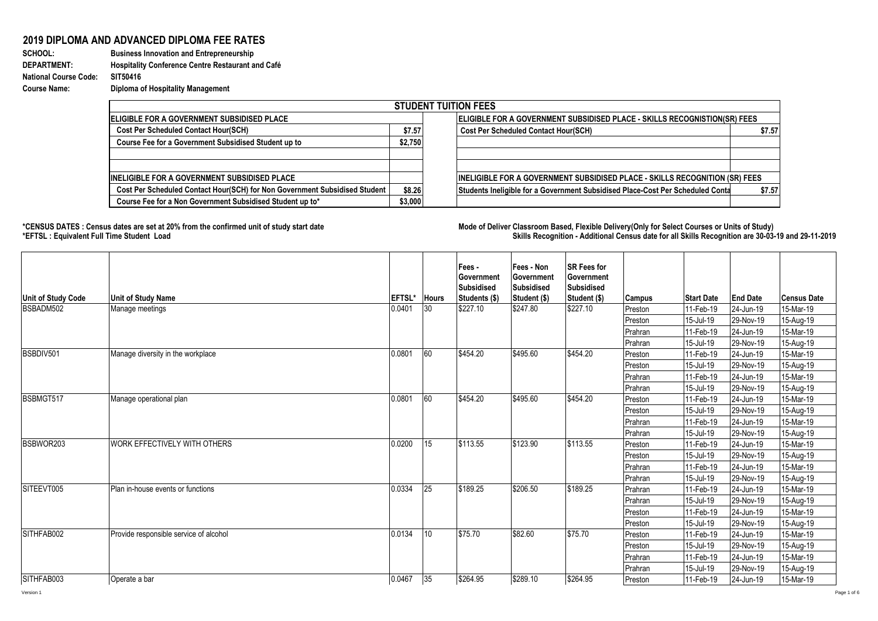# 2019 DIPLOMA AND ADVANCED DIPLOMA FEE RATES

**SCHOOL:** Business Innovation and Entrepreneurship
**DEPARTMENT:** Hospitality Conference Centre Restaurant and Café
**National Course Code:** SIT50416
**Course Name:** Diploma of Hospitality Management

## STUDENT TUITION FEES

| ELIGIBLE FOR A GOVERNMENT SUBSIDISED PLACE | | ELIGIBLE FOR A GOVERNMENT SUBSIDISED PLACE - SKILLS RECOGNISTION(SR) FEES | |
|---|---|---|---|
| Cost Per Scheduled Contact Hour(SCH) | $7.57 | Cost Per Scheduled Contact Hour(SCH) | $7.57 |
| Course Fee for a Government Subsidised Student up to | $2,750 | | |
| | | | |
| | | | |
| **INELIGIBLE FOR A GOVERNMENT SUBSIDISED PLACE** | | **INELIGIBLE FOR A GOVERNMENT SUBSIDISED PLACE - SKILLS RECOGNITION (SR) FEES** | |
| Cost Per Scheduled Contact Hour(SCH) for Non Government Subsidised Student | $8.26 | Students Ineligible for a Government Subsidised Place-Cost Per Scheduled Conta | $7.57 |
| Course Fee for a Non Government Subsidised Student up to* | $3,000 | | |

**\*CENSUS DATES : Census dates are set at 20% from the confirmed unit of study start date**
**\*EFTSL : Equivalent Full Time Student Load**

**Mode of Deliver Classroom Based, Flexible Delivery(Only for Select Courses or Units of Study)**
**Skills Recognition - Additional Census date for all Skills Recognition are 30-03-19 and 29-11-2019**

| Unit of Study Code | Unit of Study Name | EFTSL* | Hours | Fees - Government Subsidised Students ($) | Fees - Non Government Subsidised Student ($) | SR Fees for Government Subsidised Student ($) | Campus | Start Date | End Date | Census Date |
|---|---|---|---|---|---|---|---|---|---|---|
| BSBADM502 | Manage meetings | 0.0401 | 30 | $227.10 | $247.80 | $227.10 | Preston | 11-Feb-19 | 24-Jun-19 | 15-Mar-19 |
| | | | | | | | Preston | 15-Jul-19 | 29-Nov-19 | 15-Aug-19 |
| | | | | | | | Prahran | 11-Feb-19 | 24-Jun-19 | 15-Mar-19 |
| | | | | | | | Prahran | 15-Jul-19 | 29-Nov-19 | 15-Aug-19 |
| BSBDIV501 | Manage diversity in the workplace | 0.0801 | 60 | $454.20 | $495.60 | $454.20 | Preston | 11-Feb-19 | 24-Jun-19 | 15-Mar-19 |
| | | | | | | | Preston | 15-Jul-19 | 29-Nov-19 | 15-Aug-19 |
| | | | | | | | Prahran | 11-Feb-19 | 24-Jun-19 | 15-Mar-19 |
| | | | | | | | Prahran | 15-Jul-19 | 29-Nov-19 | 15-Aug-19 |
| BSBMGT517 | Manage operational plan | 0.0801 | 60 | $454.20 | $495.60 | $454.20 | Preston | 11-Feb-19 | 24-Jun-19 | 15-Mar-19 |
| | | | | | | | Preston | 15-Jul-19 | 29-Nov-19 | 15-Aug-19 |
| | | | | | | | Prahran | 11-Feb-19 | 24-Jun-19 | 15-Mar-19 |
| | | | | | | | Prahran | 15-Jul-19 | 29-Nov-19 | 15-Aug-19 |
| BSBWOR203 | WORK EFFECTIVELY WITH OTHERS | 0.0200 | 15 | $113.55 | $123.90 | $113.55 | Preston | 11-Feb-19 | 24-Jun-19 | 15-Mar-19 |
| | | | | | | | Preston | 15-Jul-19 | 29-Nov-19 | 15-Aug-19 |
| | | | | | | | Prahran | 11-Feb-19 | 24-Jun-19 | 15-Mar-19 |
| | | | | | | | Prahran | 15-Jul-19 | 29-Nov-19 | 15-Aug-19 |
| SITEEVT005 | Plan in-house events or functions | 0.0334 | 25 | $189.25 | $206.50 | $189.25 | Prahran | 11-Feb-19 | 24-Jun-19 | 15-Mar-19 |
| | | | | | | | Prahran | 15-Jul-19 | 29-Nov-19 | 15-Aug-19 |
| | | | | | | | Preston | 11-Feb-19 | 24-Jun-19 | 15-Mar-19 |
| | | | | | | | Preston | 15-Jul-19 | 29-Nov-19 | 15-Aug-19 |
| SITHFAB002 | Provide responsible service of alcohol | 0.0134 | 10 | $75.70 | $82.60 | $75.70 | Preston | 11-Feb-19 | 24-Jun-19 | 15-Mar-19 |
| | | | | | | | Preston | 15-Jul-19 | 29-Nov-19 | 15-Aug-19 |
| | | | | | | | Prahran | 11-Feb-19 | 24-Jun-19 | 15-Mar-19 |
| | | | | | | | Prahran | 15-Jul-19 | 29-Nov-19 | 15-Aug-19 |
| SITHFAB003 | Operate a bar | 0.0467 | 35 | $264.95 | $289.10 | $264.95 | Preston | 11-Feb-19 | 24-Jun-19 | 15-Mar-19 |

Version 1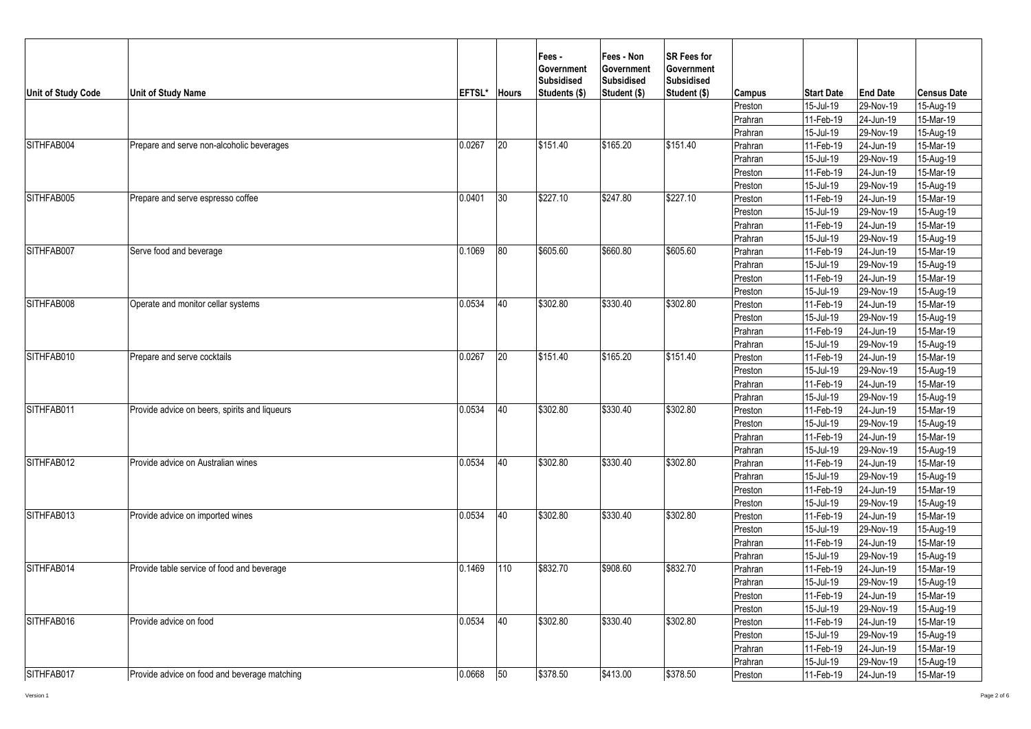| Unit of Study Code | Unit of Study Name | EFTSL* | Hours | Fees - Government Subsidised Students ($) | Fees - Non Government Subsidised Student ($) | SR Fees for Government Subsidised Student ($) | Campus | Start Date | End Date | Census Date |
|---|---|---|---|---|---|---|---|---|---|---|
| | | | | | | | Preston | 15-Jul-19 | 29-Nov-19 | 15-Aug-19 |
| | | | | | | | Prahran | 11-Feb-19 | 24-Jun-19 | 15-Mar-19 |
| | | | | | | | Prahran | 15-Jul-19 | 29-Nov-19 | 15-Aug-19 |
| SITHFAB004 | Prepare and serve non-alcoholic beverages | 0.0267 | 20 | $151.40 | $165.20 | $151.40 | Prahran | 11-Feb-19 | 24-Jun-19 | 15-Mar-19 |
| | | | | | | | Prahran | 15-Jul-19 | 29-Nov-19 | 15-Aug-19 |
| | | | | | | | Preston | 11-Feb-19 | 24-Jun-19 | 15-Mar-19 |
| | | | | | | | Preston | 15-Jul-19 | 29-Nov-19 | 15-Aug-19 |
| SITHFAB005 | Prepare and serve espresso coffee | 0.0401 | 30 | $227.10 | $247.80 | $227.10 | Preston | 11-Feb-19 | 24-Jun-19 | 15-Mar-19 |
| | | | | | | | Preston | 15-Jul-19 | 29-Nov-19 | 15-Aug-19 |
| | | | | | | | Prahran | 11-Feb-19 | 24-Jun-19 | 15-Mar-19 |
| | | | | | | | Prahran | 15-Jul-19 | 29-Nov-19 | 15-Aug-19 |
| SITHFAB007 | Serve food and beverage | 0.1069 | 80 | $605.60 | $660.80 | $605.60 | Prahran | 11-Feb-19 | 24-Jun-19 | 15-Mar-19 |
| | | | | | | | Prahran | 15-Jul-19 | 29-Nov-19 | 15-Aug-19 |
| | | | | | | | Preston | 11-Feb-19 | 24-Jun-19 | 15-Mar-19 |
| | | | | | | | Preston | 15-Jul-19 | 29-Nov-19 | 15-Aug-19 |
| SITHFAB008 | Operate and monitor cellar systems | 0.0534 | 40 | $302.80 | $330.40 | $302.80 | Preston | 11-Feb-19 | 24-Jun-19 | 15-Mar-19 |
| | | | | | | | Preston | 15-Jul-19 | 29-Nov-19 | 15-Aug-19 |
| | | | | | | | Prahran | 11-Feb-19 | 24-Jun-19 | 15-Mar-19 |
| | | | | | | | Prahran | 15-Jul-19 | 29-Nov-19 | 15-Aug-19 |
| SITHFAB010 | Prepare and serve cocktails | 0.0267 | 20 | $151.40 | $165.20 | $151.40 | Preston | 11-Feb-19 | 24-Jun-19 | 15-Mar-19 |
| | | | | | | | Preston | 15-Jul-19 | 29-Nov-19 | 15-Aug-19 |
| | | | | | | | Prahran | 11-Feb-19 | 24-Jun-19 | 15-Mar-19 |
| | | | | | | | Prahran | 15-Jul-19 | 29-Nov-19 | 15-Aug-19 |
| SITHFAB011 | Provide advice on beers, spirits and liqueurs | 0.0534 | 40 | $302.80 | $330.40 | $302.80 | Preston | 11-Feb-19 | 24-Jun-19 | 15-Mar-19 |
| | | | | | | | Preston | 15-Jul-19 | 29-Nov-19 | 15-Aug-19 |
| | | | | | | | Prahran | 11-Feb-19 | 24-Jun-19 | 15-Mar-19 |
| | | | | | | | Prahran | 15-Jul-19 | 29-Nov-19 | 15-Aug-19 |
| SITHFAB012 | Provide advice on Australian wines | 0.0534 | 40 | $302.80 | $330.40 | $302.80 | Prahran | 11-Feb-19 | 24-Jun-19 | 15-Mar-19 |
| | | | | | | | Prahran | 15-Jul-19 | 29-Nov-19 | 15-Aug-19 |
| | | | | | | | Preston | 11-Feb-19 | 24-Jun-19 | 15-Mar-19 |
| | | | | | | | Preston | 15-Jul-19 | 29-Nov-19 | 15-Aug-19 |
| SITHFAB013 | Provide advice on imported wines | 0.0534 | 40 | $302.80 | $330.40 | $302.80 | Preston | 11-Feb-19 | 24-Jun-19 | 15-Mar-19 |
| | | | | | | | Preston | 15-Jul-19 | 29-Nov-19 | 15-Aug-19 |
| | | | | | | | Prahran | 11-Feb-19 | 24-Jun-19 | 15-Mar-19 |
| | | | | | | | Prahran | 15-Jul-19 | 29-Nov-19 | 15-Aug-19 |
| SITHFAB014 | Provide table service of food and beverage | 0.1469 | 110 | $832.70 | $908.60 | $832.70 | Prahran | 11-Feb-19 | 24-Jun-19 | 15-Mar-19 |
| | | | | | | | Prahran | 15-Jul-19 | 29-Nov-19 | 15-Aug-19 |
| | | | | | | | Preston | 11-Feb-19 | 24-Jun-19 | 15-Mar-19 |
| | | | | | | | Preston | 15-Jul-19 | 29-Nov-19 | 15-Aug-19 |
| SITHFAB016 | Provide advice on food | 0.0534 | 40 | $302.80 | $330.40 | $302.80 | Preston | 11-Feb-19 | 24-Jun-19 | 15-Mar-19 |
| | | | | | | | Preston | 15-Jul-19 | 29-Nov-19 | 15-Aug-19 |
| | | | | | | | Prahran | 11-Feb-19 | 24-Jun-19 | 15-Mar-19 |
| | | | | | | | Prahran | 15-Jul-19 | 29-Nov-19 | 15-Aug-19 |
| SITHFAB017 | Provide advice on food and beverage matching | 0.0668 | 50 | $378.50 | $413.00 | $378.50 | Preston | 11-Feb-19 | 24-Jun-19 | 15-Mar-19 |

Version 1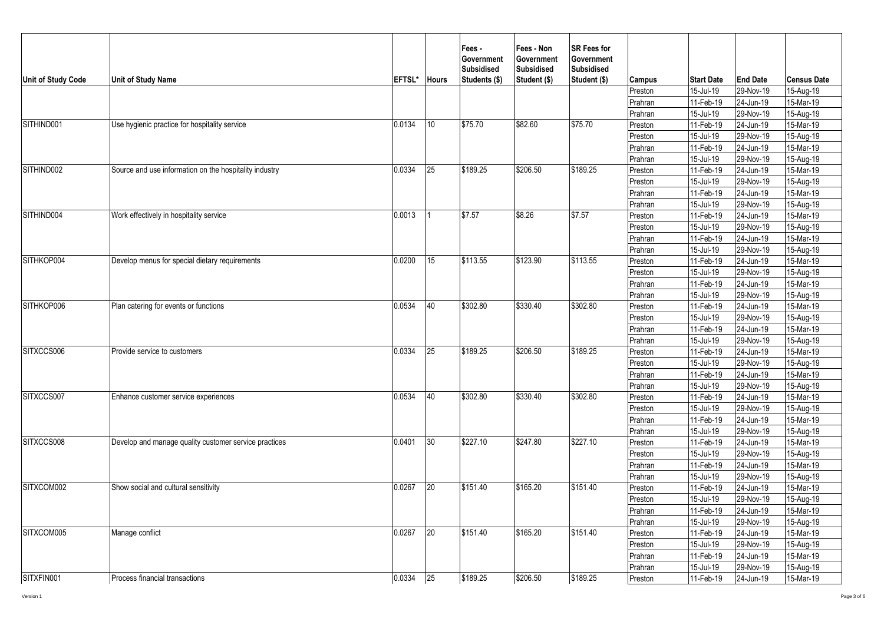| Unit of Study Code | Unit of Study Name | EFTSL* | Hours | Fees - Government Subsidised Students ($) | Fees - Non Government Subsidised Student ($) | SR Fees for Government Subsidised Student ($) | Campus | Start Date | End Date | Census Date |
|---|---|---|---|---|---|---|---|---|---|---|
| | | | | | | | Preston | 15-Jul-19 | 29-Nov-19 | 15-Aug-19 |
| | | | | | | | Prahran | 11-Feb-19 | 24-Jun-19 | 15-Mar-19 |
| | | | | | | | Prahran | 15-Jul-19 | 29-Nov-19 | 15-Aug-19 |
| SITHIND001 | Use hygienic practice for hospitality service | 0.0134 | 10 | $75.70 | $82.60 | $75.70 | Preston | 11-Feb-19 | 24-Jun-19 | 15-Mar-19 |
| | | | | | | | Preston | 15-Jul-19 | 29-Nov-19 | 15-Aug-19 |
| | | | | | | | Prahran | 11-Feb-19 | 24-Jun-19 | 15-Mar-19 |
| | | | | | | | Prahran | 15-Jul-19 | 29-Nov-19 | 15-Aug-19 |
| SITHIND002 | Source and use information on the hospitality industry | 0.0334 | 25 | $189.25 | $206.50 | $189.25 | Preston | 11-Feb-19 | 24-Jun-19 | 15-Mar-19 |
| | | | | | | | Preston | 15-Jul-19 | 29-Nov-19 | 15-Aug-19 |
| | | | | | | | Prahran | 11-Feb-19 | 24-Jun-19 | 15-Mar-19 |
| | | | | | | | Prahran | 15-Jul-19 | 29-Nov-19 | 15-Aug-19 |
| SITHIND004 | Work effectively in hospitality service | 0.0013 | 1 | $7.57 | $8.26 | $7.57 | Preston | 11-Feb-19 | 24-Jun-19 | 15-Mar-19 |
| | | | | | | | Preston | 15-Jul-19 | 29-Nov-19 | 15-Aug-19 |
| | | | | | | | Prahran | 11-Feb-19 | 24-Jun-19 | 15-Mar-19 |
| | | | | | | | Prahran | 15-Jul-19 | 29-Nov-19 | 15-Aug-19 |
| SITHKOP004 | Develop menus for special dietary requirements | 0.0200 | 15 | $113.55 | $123.90 | $113.55 | Preston | 11-Feb-19 | 24-Jun-19 | 15-Mar-19 |
| | | | | | | | Preston | 15-Jul-19 | 29-Nov-19 | 15-Aug-19 |
| | | | | | | | Prahran | 11-Feb-19 | 24-Jun-19 | 15-Mar-19 |
| | | | | | | | Prahran | 15-Jul-19 | 29-Nov-19 | 15-Aug-19 |
| SITHKOP006 | Plan catering for events or functions | 0.0534 | 40 | $302.80 | $330.40 | $302.80 | Preston | 11-Feb-19 | 24-Jun-19 | 15-Mar-19 |
| | | | | | | | Preston | 15-Jul-19 | 29-Nov-19 | 15-Aug-19 |
| | | | | | | | Prahran | 11-Feb-19 | 24-Jun-19 | 15-Mar-19 |
| | | | | | | | Prahran | 15-Jul-19 | 29-Nov-19 | 15-Aug-19 |
| SITXCCS006 | Provide service to customers | 0.0334 | 25 | $189.25 | $206.50 | $189.25 | Preston | 11-Feb-19 | 24-Jun-19 | 15-Mar-19 |
| | | | | | | | Preston | 15-Jul-19 | 29-Nov-19 | 15-Aug-19 |
| | | | | | | | Prahran | 11-Feb-19 | 24-Jun-19 | 15-Mar-19 |
| | | | | | | | Prahran | 15-Jul-19 | 29-Nov-19 | 15-Aug-19 |
| SITXCCS007 | Enhance customer service experiences | 0.0534 | 40 | $302.80 | $330.40 | $302.80 | Preston | 11-Feb-19 | 24-Jun-19 | 15-Mar-19 |
| | | | | | | | Preston | 15-Jul-19 | 29-Nov-19 | 15-Aug-19 |
| | | | | | | | Prahran | 11-Feb-19 | 24-Jun-19 | 15-Mar-19 |
| | | | | | | | Prahran | 15-Jul-19 | 29-Nov-19 | 15-Aug-19 |
| SITXCCS008 | Develop and manage quality customer service practices | 0.0401 | 30 | $227.10 | $247.80 | $227.10 | Preston | 11-Feb-19 | 24-Jun-19 | 15-Mar-19 |
| | | | | | | | Preston | 15-Jul-19 | 29-Nov-19 | 15-Aug-19 |
| | | | | | | | Prahran | 11-Feb-19 | 24-Jun-19 | 15-Mar-19 |
| | | | | | | | Prahran | 15-Jul-19 | 29-Nov-19 | 15-Aug-19 |
| SITXCOM002 | Show social and cultural sensitivity | 0.0267 | 20 | $151.40 | $165.20 | $151.40 | Preston | 11-Feb-19 | 24-Jun-19 | 15-Mar-19 |
| | | | | | | | Preston | 15-Jul-19 | 29-Nov-19 | 15-Aug-19 |
| | | | | | | | Prahran | 11-Feb-19 | 24-Jun-19 | 15-Mar-19 |
| | | | | | | | Prahran | 15-Jul-19 | 29-Nov-19 | 15-Aug-19 |
| SITXCOM005 | Manage conflict | 0.0267 | 20 | $151.40 | $165.20 | $151.40 | Preston | 11-Feb-19 | 24-Jun-19 | 15-Mar-19 |
| | | | | | | | Preston | 15-Jul-19 | 29-Nov-19 | 15-Aug-19 |
| | | | | | | | Prahran | 11-Feb-19 | 24-Jun-19 | 15-Mar-19 |
| | | | | | | | Prahran | 15-Jul-19 | 29-Nov-19 | 15-Aug-19 |
| SITXFIN001 | Process financial transactions | 0.0334 | 25 | $189.25 | $206.50 | $189.25 | Preston | 11-Feb-19 | 24-Jun-19 | 15-Mar-19 |

Version 1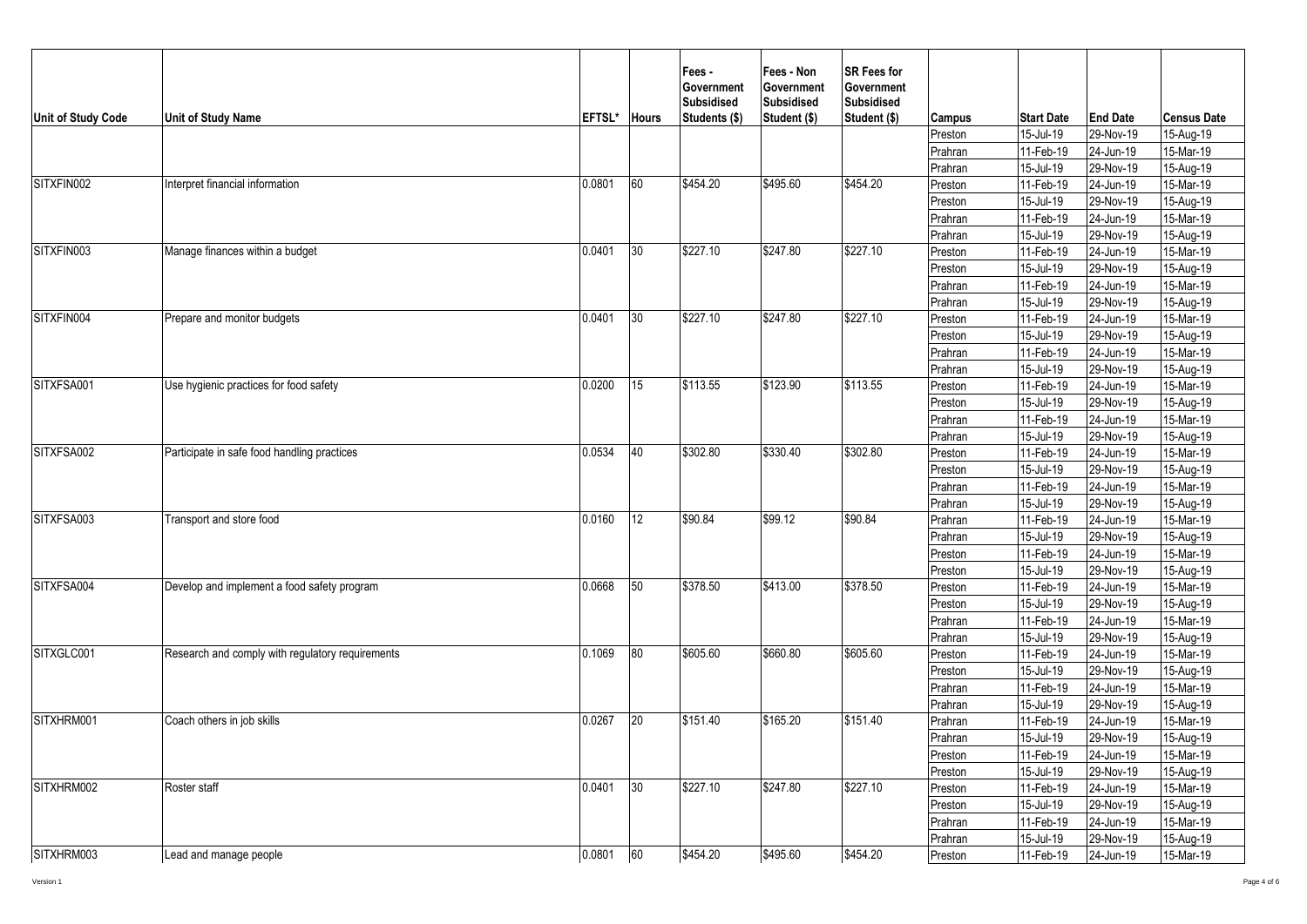| Unit of Study Code | Unit of Study Name | EFTSL* | Hours | Fees - Government Subsidised Students ($) | Fees - Non Government Subsidised Student ($) | SR Fees for Government Subsidised Student ($) | Campus | Start Date | End Date | Census Date |
|---|---|---|---|---|---|---|---|---|---|---|
| | | | | | | | Preston | 15-Jul-19 | 29-Nov-19 | 15-Aug-19 |
| | | | | | | | Prahran | 11-Feb-19 | 24-Jun-19 | 15-Mar-19 |
| | | | | | | | Prahran | 15-Jul-19 | 29-Nov-19 | 15-Aug-19 |
| SITXFIN002 | Interpret financial information | 0.0801 | 60 | $454.20 | $495.60 | $454.20 | Preston | 11-Feb-19 | 24-Jun-19 | 15-Mar-19 |
| | | | | | | | Preston | 15-Jul-19 | 29-Nov-19 | 15-Aug-19 |
| | | | | | | | Prahran | 11-Feb-19 | 24-Jun-19 | 15-Mar-19 |
| | | | | | | | Prahran | 15-Jul-19 | 29-Nov-19 | 15-Aug-19 |
| SITXFIN003 | Manage finances within a budget | 0.0401 | 30 | $227.10 | $247.80 | $227.10 | Preston | 11-Feb-19 | 24-Jun-19 | 15-Mar-19 |
| | | | | | | | Preston | 15-Jul-19 | 29-Nov-19 | 15-Aug-19 |
| | | | | | | | Prahran | 11-Feb-19 | 24-Jun-19 | 15-Mar-19 |
| | | | | | | | Prahran | 15-Jul-19 | 29-Nov-19 | 15-Aug-19 |
| SITXFIN004 | Prepare and monitor budgets | 0.0401 | 30 | $227.10 | $247.80 | $227.10 | Preston | 11-Feb-19 | 24-Jun-19 | 15-Mar-19 |
| | | | | | | | Preston | 15-Jul-19 | 29-Nov-19 | 15-Aug-19 |
| | | | | | | | Prahran | 11-Feb-19 | 24-Jun-19 | 15-Mar-19 |
| | | | | | | | Prahran | 15-Jul-19 | 29-Nov-19 | 15-Aug-19 |
| SITXFSA001 | Use hygienic practices for food safety | 0.0200 | 15 | $113.55 | $123.90 | $113.55 | Preston | 11-Feb-19 | 24-Jun-19 | 15-Mar-19 |
| | | | | | | | Preston | 15-Jul-19 | 29-Nov-19 | 15-Aug-19 |
| | | | | | | | Prahran | 11-Feb-19 | 24-Jun-19 | 15-Mar-19 |
| | | | | | | | Prahran | 15-Jul-19 | 29-Nov-19 | 15-Aug-19 |
| SITXFSA002 | Participate in safe food handling practices | 0.0534 | 40 | $302.80 | $330.40 | $302.80 | Preston | 11-Feb-19 | 24-Jun-19 | 15-Mar-19 |
| | | | | | | | Preston | 15-Jul-19 | 29-Nov-19 | 15-Aug-19 |
| | | | | | | | Prahran | 11-Feb-19 | 24-Jun-19 | 15-Mar-19 |
| | | | | | | | Prahran | 15-Jul-19 | 29-Nov-19 | 15-Aug-19 |
| SITXFSA003 | Transport and store food | 0.0160 | 12 | $90.84 | $99.12 | $90.84 | Prahran | 11-Feb-19 | 24-Jun-19 | 15-Mar-19 |
| | | | | | | | Prahran | 15-Jul-19 | 29-Nov-19 | 15-Aug-19 |
| | | | | | | | Preston | 11-Feb-19 | 24-Jun-19 | 15-Mar-19 |
| | | | | | | | Preston | 15-Jul-19 | 29-Nov-19 | 15-Aug-19 |
| SITXFSA004 | Develop and implement a food safety program | 0.0668 | 50 | $378.50 | $413.00 | $378.50 | Preston | 11-Feb-19 | 24-Jun-19 | 15-Mar-19 |
| | | | | | | | Preston | 15-Jul-19 | 29-Nov-19 | 15-Aug-19 |
| | | | | | | | Prahran | 11-Feb-19 | 24-Jun-19 | 15-Mar-19 |
| | | | | | | | Prahran | 15-Jul-19 | 29-Nov-19 | 15-Aug-19 |
| SITXGLC001 | Research and comply with regulatory requirements | 0.1069 | 80 | $605.60 | $660.80 | $605.60 | Preston | 11-Feb-19 | 24-Jun-19 | 15-Mar-19 |
| | | | | | | | Preston | 15-Jul-19 | 29-Nov-19 | 15-Aug-19 |
| | | | | | | | Prahran | 11-Feb-19 | 24-Jun-19 | 15-Mar-19 |
| | | | | | | | Prahran | 15-Jul-19 | 29-Nov-19 | 15-Aug-19 |
| SITXHRM001 | Coach others in job skills | 0.0267 | 20 | $151.40 | $165.20 | $151.40 | Prahran | 11-Feb-19 | 24-Jun-19 | 15-Mar-19 |
| | | | | | | | Prahran | 15-Jul-19 | 29-Nov-19 | 15-Aug-19 |
| | | | | | | | Preston | 11-Feb-19 | 24-Jun-19 | 15-Mar-19 |
| | | | | | | | Preston | 15-Jul-19 | 29-Nov-19 | 15-Aug-19 |
| SITXHRM002 | Roster staff | 0.0401 | 30 | $227.10 | $247.80 | $227.10 | Preston | 11-Feb-19 | 24-Jun-19 | 15-Mar-19 |
| | | | | | | | Preston | 15-Jul-19 | 29-Nov-19 | 15-Aug-19 |
| | | | | | | | Prahran | 11-Feb-19 | 24-Jun-19 | 15-Mar-19 |
| | | | | | | | Prahran | 15-Jul-19 | 29-Nov-19 | 15-Aug-19 |
| SITXHRM003 | Lead and manage people | 0.0801 | 60 | $454.20 | $495.60 | $454.20 | Preston | 11-Feb-19 | 24-Jun-19 | 15-Mar-19 |

Version 1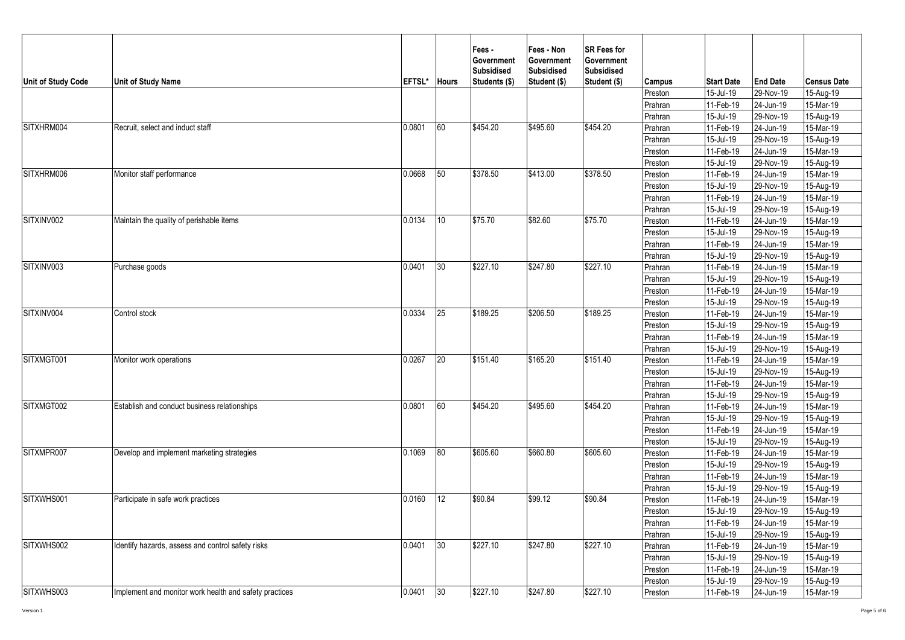| Unit of Study Code | Unit of Study Name | EFTSL* | Hours | Fees - Government Subsidised Students ($) | Fees - Non Government Subsidised Student ($) | SR Fees for Government Subsidised Student ($) | Campus | Start Date | End Date | Census Date |
|---|---|---|---|---|---|---|---|---|---|---|
| | | | | | | | Preston | 15-Jul-19 | 29-Nov-19 | 15-Aug-19 |
| | | | | | | | Prahran | 11-Feb-19 | 24-Jun-19 | 15-Mar-19 |
| | | | | | | | Prahran | 15-Jul-19 | 29-Nov-19 | 15-Aug-19 |
| SITXHRM004 | Recruit, select and induct staff | 0.0801 | 60 | $454.20 | $495.60 | $454.20 | Prahran | 11-Feb-19 | 24-Jun-19 | 15-Mar-19 |
| | | | | | | | Prahran | 15-Jul-19 | 29-Nov-19 | 15-Aug-19 |
| | | | | | | | Preston | 11-Feb-19 | 24-Jun-19 | 15-Mar-19 |
| | | | | | | | Preston | 15-Jul-19 | 29-Nov-19 | 15-Aug-19 |
| SITXHRM006 | Monitor staff performance | 0.0668 | 50 | $378.50 | $413.00 | $378.50 | Preston | 11-Feb-19 | 24-Jun-19 | 15-Mar-19 |
| | | | | | | | Preston | 15-Jul-19 | 29-Nov-19 | 15-Aug-19 |
| | | | | | | | Prahran | 11-Feb-19 | 24-Jun-19 | 15-Mar-19 |
| | | | | | | | Prahran | 15-Jul-19 | 29-Nov-19 | 15-Aug-19 |
| SITXINV002 | Maintain the quality of perishable items | 0.0134 | 10 | $75.70 | $82.60 | $75.70 | Preston | 11-Feb-19 | 24-Jun-19 | 15-Mar-19 |
| | | | | | | | Preston | 15-Jul-19 | 29-Nov-19 | 15-Aug-19 |
| | | | | | | | Prahran | 11-Feb-19 | 24-Jun-19 | 15-Mar-19 |
| | | | | | | | Prahran | 15-Jul-19 | 29-Nov-19 | 15-Aug-19 |
| SITXINV003 | Purchase goods | 0.0401 | 30 | $227.10 | $247.80 | $227.10 | Prahran | 11-Feb-19 | 24-Jun-19 | 15-Mar-19 |
| | | | | | | | Prahran | 15-Jul-19 | 29-Nov-19 | 15-Aug-19 |
| | | | | | | | Preston | 11-Feb-19 | 24-Jun-19 | 15-Mar-19 |
| | | | | | | | Preston | 15-Jul-19 | 29-Nov-19 | 15-Aug-19 |
| SITXINV004 | Control stock | 0.0334 | 25 | $189.25 | $206.50 | $189.25 | Preston | 11-Feb-19 | 24-Jun-19 | 15-Mar-19 |
| | | | | | | | Preston | 15-Jul-19 | 29-Nov-19 | 15-Aug-19 |
| | | | | | | | Prahran | 11-Feb-19 | 24-Jun-19 | 15-Mar-19 |
| | | | | | | | Prahran | 15-Jul-19 | 29-Nov-19 | 15-Aug-19 |
| SITXMGT001 | Monitor work operations | 0.0267 | 20 | $151.40 | $165.20 | $151.40 | Preston | 11-Feb-19 | 24-Jun-19 | 15-Mar-19 |
| | | | | | | | Preston | 15-Jul-19 | 29-Nov-19 | 15-Aug-19 |
| | | | | | | | Prahran | 11-Feb-19 | 24-Jun-19 | 15-Mar-19 |
| | | | | | | | Prahran | 15-Jul-19 | 29-Nov-19 | 15-Aug-19 |
| SITXMGT002 | Establish and conduct business relationships | 0.0801 | 60 | $454.20 | $495.60 | $454.20 | Prahran | 11-Feb-19 | 24-Jun-19 | 15-Mar-19 |
| | | | | | | | Prahran | 15-Jul-19 | 29-Nov-19 | 15-Aug-19 |
| | | | | | | | Preston | 11-Feb-19 | 24-Jun-19 | 15-Mar-19 |
| | | | | | | | Preston | 15-Jul-19 | 29-Nov-19 | 15-Aug-19 |
| SITXMPR007 | Develop and implement marketing strategies | 0.1069 | 80 | $605.60 | $660.80 | $605.60 | Preston | 11-Feb-19 | 24-Jun-19 | 15-Mar-19 |
| | | | | | | | Preston | 15-Jul-19 | 29-Nov-19 | 15-Aug-19 |
| | | | | | | | Prahran | 11-Feb-19 | 24-Jun-19 | 15-Mar-19 |
| | | | | | | | Prahran | 15-Jul-19 | 29-Nov-19 | 15-Aug-19 |
| SITXWHS001 | Participate in safe work practices | 0.0160 | 12 | $90.84 | $99.12 | $90.84 | Preston | 11-Feb-19 | 24-Jun-19 | 15-Mar-19 |
| | | | | | | | Preston | 15-Jul-19 | 29-Nov-19 | 15-Aug-19 |
| | | | | | | | Prahran | 11-Feb-19 | 24-Jun-19 | 15-Mar-19 |
| | | | | | | | Prahran | 15-Jul-19 | 29-Nov-19 | 15-Aug-19 |
| SITXWHS002 | Identify hazards, assess and control safety risks | 0.0401 | 30 | $227.10 | $247.80 | $227.10 | Prahran | 11-Feb-19 | 24-Jun-19 | 15-Mar-19 |
| | | | | | | | Prahran | 15-Jul-19 | 29-Nov-19 | 15-Aug-19 |
| | | | | | | | Preston | 11-Feb-19 | 24-Jun-19 | 15-Mar-19 |
| | | | | | | | Preston | 15-Jul-19 | 29-Nov-19 | 15-Aug-19 |
| SITXWHS003 | Implement and monitor work health and safety practices | 0.0401 | 30 | $227.10 | $247.80 | $227.10 | Preston | 11-Feb-19 | 24-Jun-19 | 15-Mar-19 |

Version 1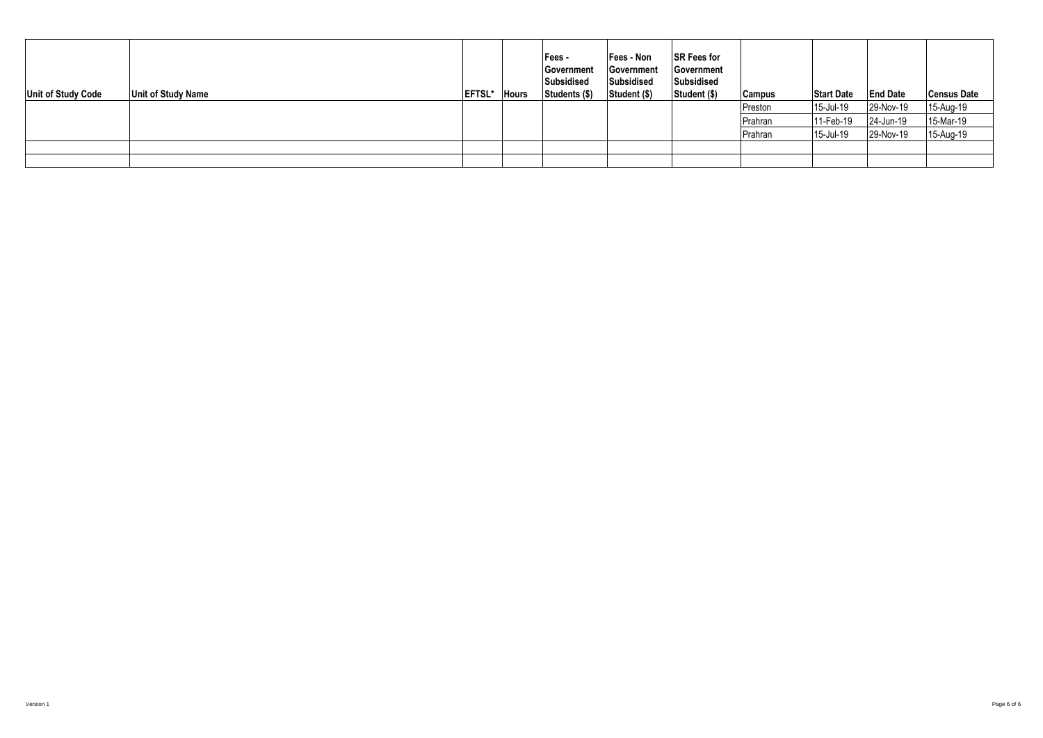| Unit of Study Code | Unit of Study Name | EFTSL* | Hours | Fees - Government Subsidised Students ($) | Fees - Non Government Subsidised Student ($) | SR Fees for Government Subsidised Student ($) | Campus | Start Date | End Date | Census Date |
|---|---|---|---|---|---|---|---|---|---|---|
| | | | | | | | Preston | 15-Jul-19 | 29-Nov-19 | 15-Aug-19 |
| | | | | | | | Prahran | 11-Feb-19 | 24-Jun-19 | 15-Mar-19 |
| | | | | | | | Prahran | 15-Jul-19 | 29-Nov-19 | 15-Aug-19 |
| | | | | | | | | | | |
| | | | | | | | | | | |